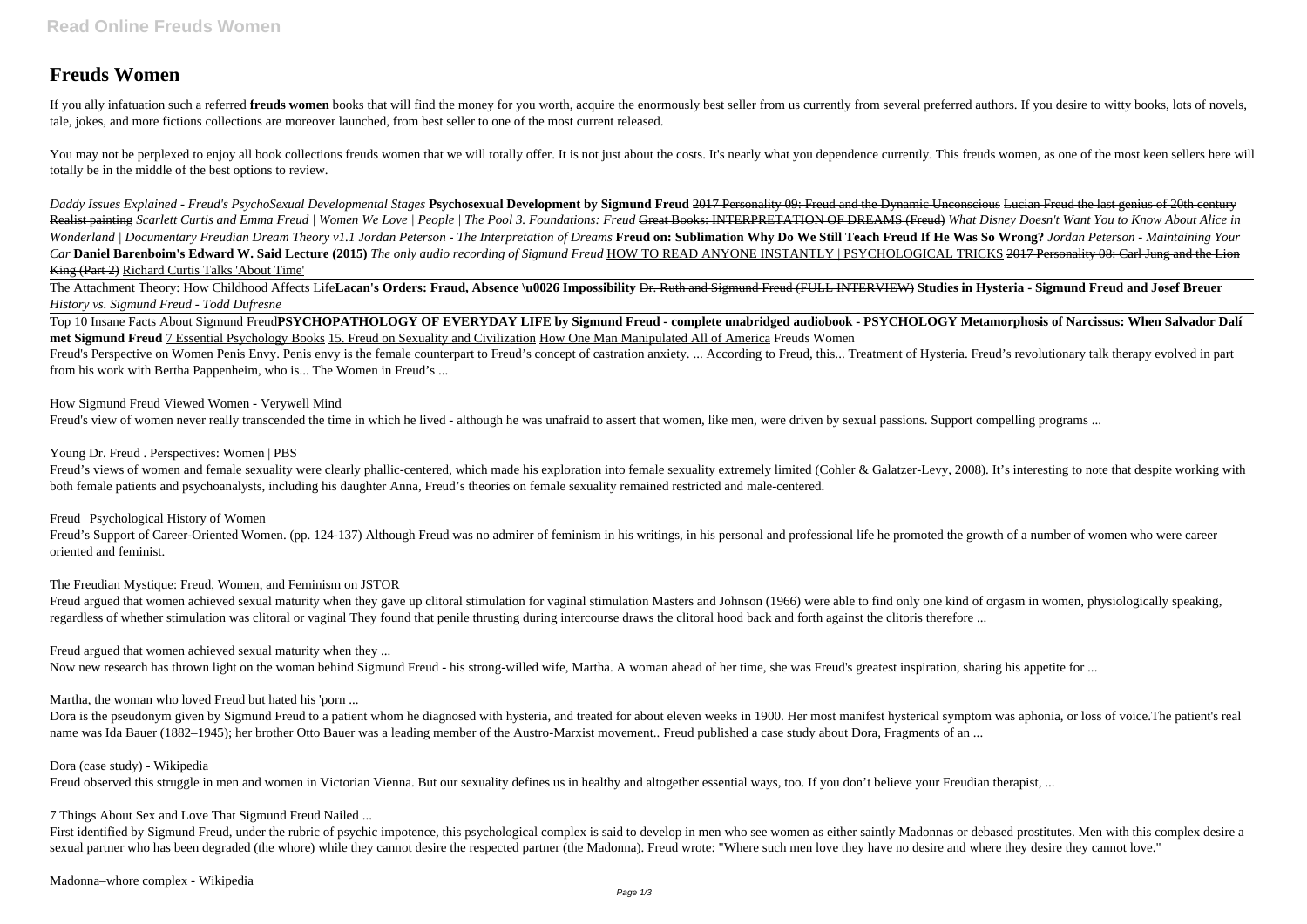# Freuds Women

If you ally infatuation such a referred **freuds women** books that will find the money for you worth, acquire the enormously best seller from us currently from several preferred authors. If you desire to witty books, lots of novels, tale, jokes, and more fictions collections are moreover launched, from best seller to one of the most current released.

You may not be perplexed to enjoy all book collections freuds women that we will totally offer. It is not just about the costs. It's nearly what you dependence currently. This freuds women, as one of the most keen sellers here will totally be in the middle of the best options to review.

*Daddy Issues Explained - Freud's PsychoSexual Developmental Stages* **Psychosexual Development by Sigmund Freud** ~~2017 Personality 09: Freud and the Dynamic Unconscious~~ ~~Lucian Freud the last genius of 20th century Realist painting~~ *Scarlett Curtis and Emma Freud | Women We Love | People | The Pool 3. Foundations: Freud* ~~Great Books: INTERPRETATION OF DREAMS (Freud)~~ *What Disney Doesn't Want You to Know About Alice in Wonderland | Documentary Freudian Dream Theory v1.1 Jordan Peterson - The Interpretation of Dreams* **Freud on: Sublimation Why Do We Still Teach Freud If He Was So Wrong?** *Jordan Peterson - Maintaining Your Car* **Daniel Barenboim's Edward W. Said Lecture (2015)** *The only audio recording of Sigmund Freud* HOW TO READ ANYONE INSTANTLY | PSYCHOLOGICAL TRICKS ~~2017 Personality 08: Carl Jung and the Lion King (Part 2)~~ Richard Curtis Talks 'About Time'

The Attachment Theory: How Childhood Affects Life**Lacan's Orders: Fraud, Absence \u0026 Impossibility** ~~Dr. Ruth and Sigmund Freud (FULL INTERVIEW)~~ **Studies in Hysteria - Sigmund Freud and Josef Breuer** *History vs. Sigmund Freud - Todd Dufresne*

Top 10 Insane Facts About Sigmund Freud**PSYCHOPATHOLOGY OF EVERYDAY LIFE by Sigmund Freud - complete unabridged audiobook - PSYCHOLOGY Metamorphosis of Narcissus: When Salvador Dalí met Sigmund Freud** 7 Essential Psychology Books 15. Freud on Sexuality and Civilization How One Man Manipulated All of America Freuds Women

Freud's Perspective on Women Penis Envy. Penis envy is the female counterpart to Freud's concept of castration anxiety. ... According to Freud, this... Treatment of Hysteria. Freud's revolutionary talk therapy evolved in part from his work with Bertha Pappenheim, who is... The Women in Freud's ...

How Sigmund Freud Viewed Women - Verywell Mind

Freud's view of women never really transcended the time in which he lived - although he was unafraid to assert that women, like men, were driven by sexual passions. Support compelling programs ...

Young Dr. Freud . Perspectives: Women | PBS

Freud's views of women and female sexuality were clearly phallic-centered, which made his exploration into female sexuality extremely limited (Cohler & Galatzer-Levy, 2008). It's interesting to note that despite working with both female patients and psychoanalysts, including his daughter Anna, Freud's theories on female sexuality remained restricted and male-centered.

Freud | Psychological History of Women

Freud's Support of Career-Oriented Women. (pp. 124-137) Although Freud was no admirer of feminism in his writings, in his personal and professional life he promoted the growth of a number of women who were career oriented and feminist.

The Freudian Mystique: Freud, Women, and Feminism on JSTOR

Freud argued that women achieved sexual maturity when they gave up clitoral stimulation for vaginal stimulation Masters and Johnson (1966) were able to find only one kind of orgasm in women, physiologically speaking, regardless of whether stimulation was clitoral or vaginal They found that penile thrusting during intercourse draws the clitoral hood back and forth against the clitoris therefore ...

Freud argued that women achieved sexual maturity when they ...

Now new research has thrown light on the woman behind Sigmund Freud - his strong-willed wife, Martha. A woman ahead of her time, she was Freud's greatest inspiration, sharing his appetite for ...

Martha, the woman who loved Freud but hated his 'porn ...

Dora is the pseudonym given by Sigmund Freud to a patient whom he diagnosed with hysteria, and treated for about eleven weeks in 1900. Her most manifest hysterical symptom was aphonia, or loss of voice.The patient's real name was Ida Bauer (1882–1945); her brother Otto Bauer was a leading member of the Austro-Marxist movement.. Freud published a case study about Dora, Fragments of an ...

Dora (case study) - Wikipedia

Freud observed this struggle in men and women in Victorian Vienna. But our sexuality defines us in healthy and altogether essential ways, too. If you don't believe your Freudian therapist, ...

7 Things About Sex and Love That Sigmund Freud Nailed ...

First identified by Sigmund Freud, under the rubric of psychic impotence, this psychological complex is said to develop in men who see women as either saintly Madonnas or debased prostitutes. Men with this complex desire a sexual partner who has been degraded (the whore) while they cannot desire the respected partner (the Madonna). Freud wrote: "Where such men love they have no desire and where they desire they cannot love."

Madonna–whore complex - Wikipedia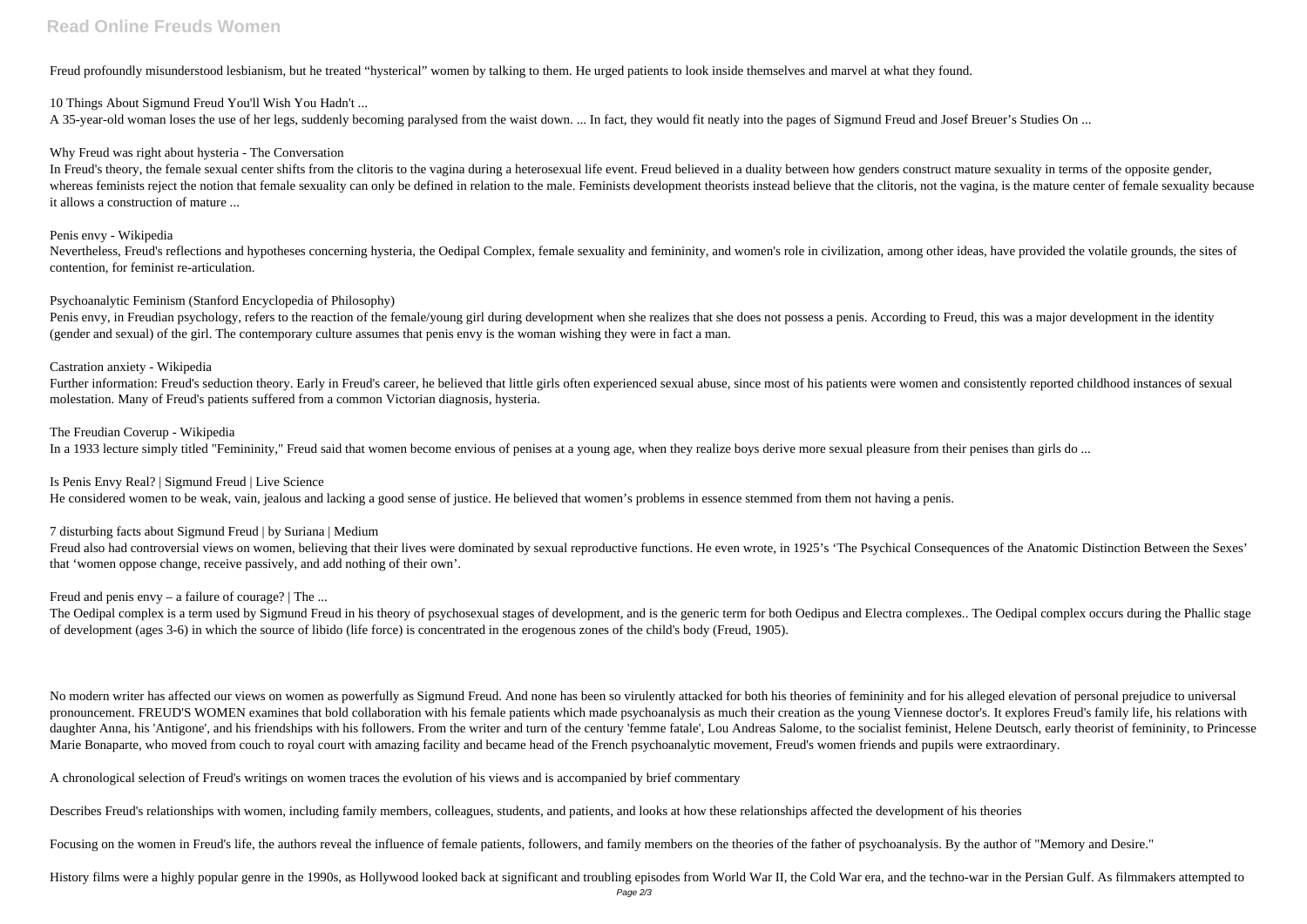Freud profoundly misunderstood lesbianism, but he treated "hysterical" women by talking to them. He urged patients to look inside themselves and marvel at what they found.

10 Things About Sigmund Freud You'll Wish You Hadn't ...

A 35-year-old woman loses the use of her legs, suddenly becoming paralysed from the waist down. ... In fact, they would fit neatly into the pages of Sigmund Freud and Josef Breuer's Studies On ...

Why Freud was right about hysteria - The Conversation

In Freud's theory, the female sexual center shifts from the clitoris to the vagina during a heterosexual life event. Freud believed in a duality between how genders construct mature sexuality in terms of the opposite gender, whereas feminists reject the notion that female sexuality can only be defined in relation to the male. Feminists development theorists instead believe that the clitoris, not the vagina, is the mature center of female sexuality because it allows a construction of mature ...

Penis envy - Wikipedia

Nevertheless, Freud's reflections and hypotheses concerning hysteria, the Oedipal Complex, female sexuality and femininity, and women's role in civilization, among other ideas, have provided the volatile grounds, the sites of contention, for feminist re-articulation.

Psychoanalytic Feminism (Stanford Encyclopedia of Philosophy)

Penis envy, in Freudian psychology, refers to the reaction of the female/young girl during development when she realizes that she does not possess a penis. According to Freud, this was a major development in the identity (gender and sexual) of the girl. The contemporary culture assumes that penis envy is the woman wishing they were in fact a man.

Castration anxiety - Wikipedia

Further information: Freud's seduction theory. Early in Freud's career, he believed that little girls often experienced sexual abuse, since most of his patients were women and consistently reported childhood instances of sexual molestation. Many of Freud's patients suffered from a common Victorian diagnosis, hysteria.

The Freudian Coverup - Wikipedia

In a 1933 lecture simply titled "Femininity," Freud said that women become envious of penises at a young age, when they realize boys derive more sexual pleasure from their penises than girls do ...

Is Penis Envy Real? | Sigmund Freud | Live Science

He considered women to be weak, vain, jealous and lacking a good sense of justice. He believed that women's problems in essence stemmed from them not having a penis.

7 disturbing facts about Sigmund Freud | by Suriana | Medium

Freud also had controversial views on women, believing that their lives were dominated by sexual reproductive functions. He even wrote, in 1925's 'The Psychical Consequences of the Anatomic Distinction Between the Sexes' that 'women oppose change, receive passively, and add nothing of their own'.

Freud and penis envy – a failure of courage? | The ...

The Oedipal complex is a term used by Sigmund Freud in his theory of psychosexual stages of development, and is the generic term for both Oedipus and Electra complexes.. The Oedipal complex occurs during the Phallic stage of development (ages 3-6) in which the source of libido (life force) is concentrated in the erogenous zones of the child's body (Freud, 1905).

No modern writer has affected our views on women as powerfully as Sigmund Freud. And none has been so virulently attacked for both his theories of femininity and for his alleged elevation of personal prejudice to universal pronouncement. FREUD'S WOMEN examines that bold collaboration with his female patients which made psychoanalysis as much their creation as the young Viennese doctor's. It explores Freud's family life, his relations with daughter Anna, his 'Antigone', and his friendships with his followers. From the writer and turn of the century 'femme fatale', Lou Andreas Salome, to the socialist feminist, Helene Deutsch, early theorist of femininity, to Princesse Marie Bonaparte, who moved from couch to royal court with amazing facility and became head of the French psychoanalytic movement, Freud's women friends and pupils were extraordinary.

A chronological selection of Freud's writings on women traces the evolution of his views and is accompanied by brief commentary

Describes Freud's relationships with women, including family members, colleagues, students, and patients, and looks at how these relationships affected the development of his theories

Focusing on the women in Freud's life, the authors reveal the influence of female patients, followers, and family members on the theories of the father of psychoanalysis. By the author of "Memory and Desire."

History films were a highly popular genre in the 1990s, as Hollywood looked back at significant and troubling episodes from World War II, the Cold War era, and the techno-war in the Persian Gulf. As filmmakers attempted to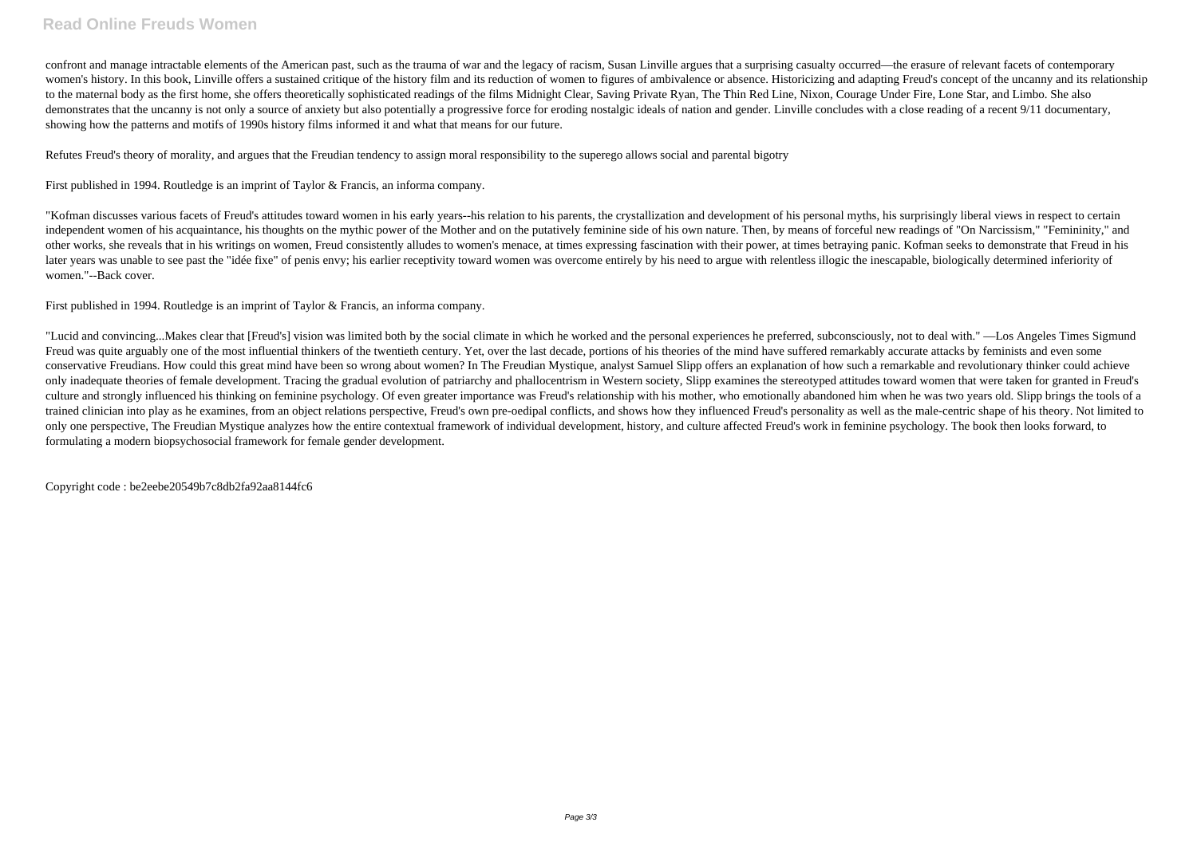confront and manage intractable elements of the American past, such as the trauma of war and the legacy of racism, Susan Linville argues that a surprising casualty occurred—the erasure of relevant facets of contemporary women's history. In this book, Linville offers a sustained critique of the history film and its reduction of women to figures of ambivalence or absence. Historicizing and adapting Freud's concept of the uncanny and its relationship to the maternal body as the first home, she offers theoretically sophisticated readings of the films Midnight Clear, Saving Private Ryan, The Thin Red Line, Nixon, Courage Under Fire, Lone Star, and Limbo. She also demonstrates that the uncanny is not only a source of anxiety but also potentially a progressive force for eroding nostalgic ideals of nation and gender. Linville concludes with a close reading of a recent 9/11 documentary, showing how the patterns and motifs of 1990s history films informed it and what that means for our future.

Refutes Freud's theory of morality, and argues that the Freudian tendency to assign moral responsibility to the superego allows social and parental bigotry

First published in 1994. Routledge is an imprint of Taylor & Francis, an informa company.

"Kofman discusses various facets of Freud's attitudes toward women in his early years--his relation to his parents, the crystallization and development of his personal myths, his surprisingly liberal views in respect to certain independent women of his acquaintance, his thoughts on the mythic power of the Mother and on the putatively feminine side of his own nature. Then, by means of forceful new readings of "On Narcissism," "Femininity," and other works, she reveals that in his writings on women, Freud consistently alludes to women's menace, at times expressing fascination with their power, at times betraying panic. Kofman seeks to demonstrate that Freud in his later years was unable to see past the "idée fixe" of penis envy; his earlier receptivity toward women was overcome entirely by his need to argue with relentless illogic the inescapable, biologically determined inferiority of women."--Back cover.

First published in 1994. Routledge is an imprint of Taylor & Francis, an informa company.

"Lucid and convincing...Makes clear that [Freud's] vision was limited both by the social climate in which he worked and the personal experiences he preferred, subconsciously, not to deal with." —Los Angeles Times Sigmund Freud was quite arguably one of the most influential thinkers of the twentieth century. Yet, over the last decade, portions of his theories of the mind have suffered remarkably accurate attacks by feminists and even some conservative Freudians. How could this great mind have been so wrong about women? In The Freudian Mystique, analyst Samuel Slipp offers an explanation of how such a remarkable and revolutionary thinker could achieve only inadequate theories of female development. Tracing the gradual evolution of patriarchy and phallocentrism in Western society, Slipp examines the stereotyped attitudes toward women that were taken for granted in Freud's culture and strongly influenced his thinking on feminine psychology. Of even greater importance was Freud's relationship with his mother, who emotionally abandoned him when he was two years old. Slipp brings the tools of a trained clinician into play as he examines, from an object relations perspective, Freud's own pre-oedipal conflicts, and shows how they influenced Freud's personality as well as the male-centric shape of his theory. Not limited to only one perspective, The Freudian Mystique analyzes how the entire contextual framework of individual development, history, and culture affected Freud's work in feminine psychology. The book then looks forward, to formulating a modern biopsychosocial framework for female gender development.

Copyright code : be2eebe20549b7c8db2fa92aa8144fc6